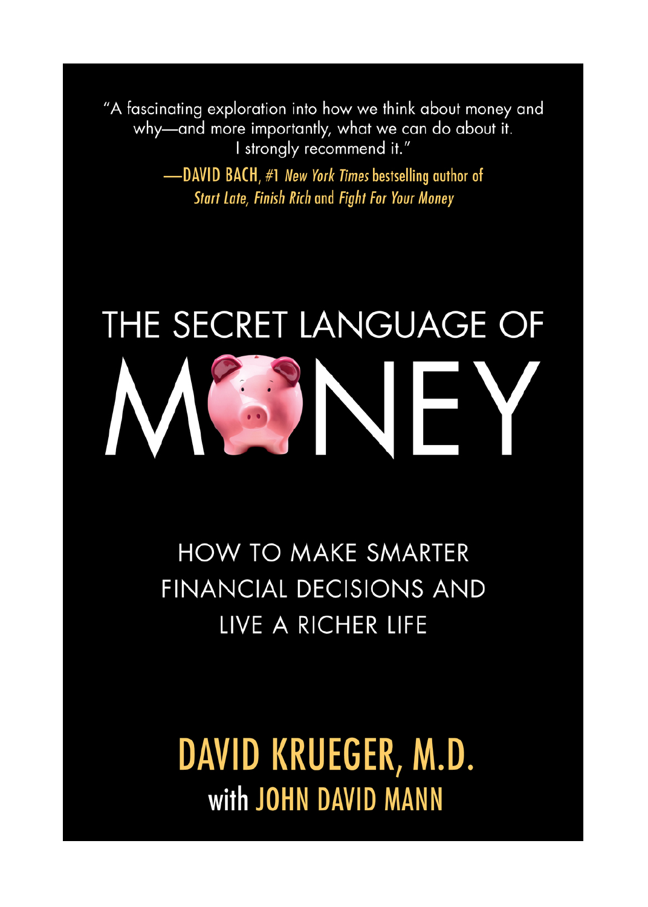"A fascinating exploration into how we think about money and why—and more importantly, what we can do about it. I strongly recommend it."

—**DAVID BACH**, #1 *New York Times* bestselling author of *Start Late, Finish Rich* and *Fight For Your Money*

# THE SECRET LANGUAGE OF MONEY

## HOW TO MAKE SMARTER FINANCIAL DECISIONS AND LIVE A RICHER LIFE

**DAVID KRUEGER, M.D.**
**with JOHN DAVID MANN**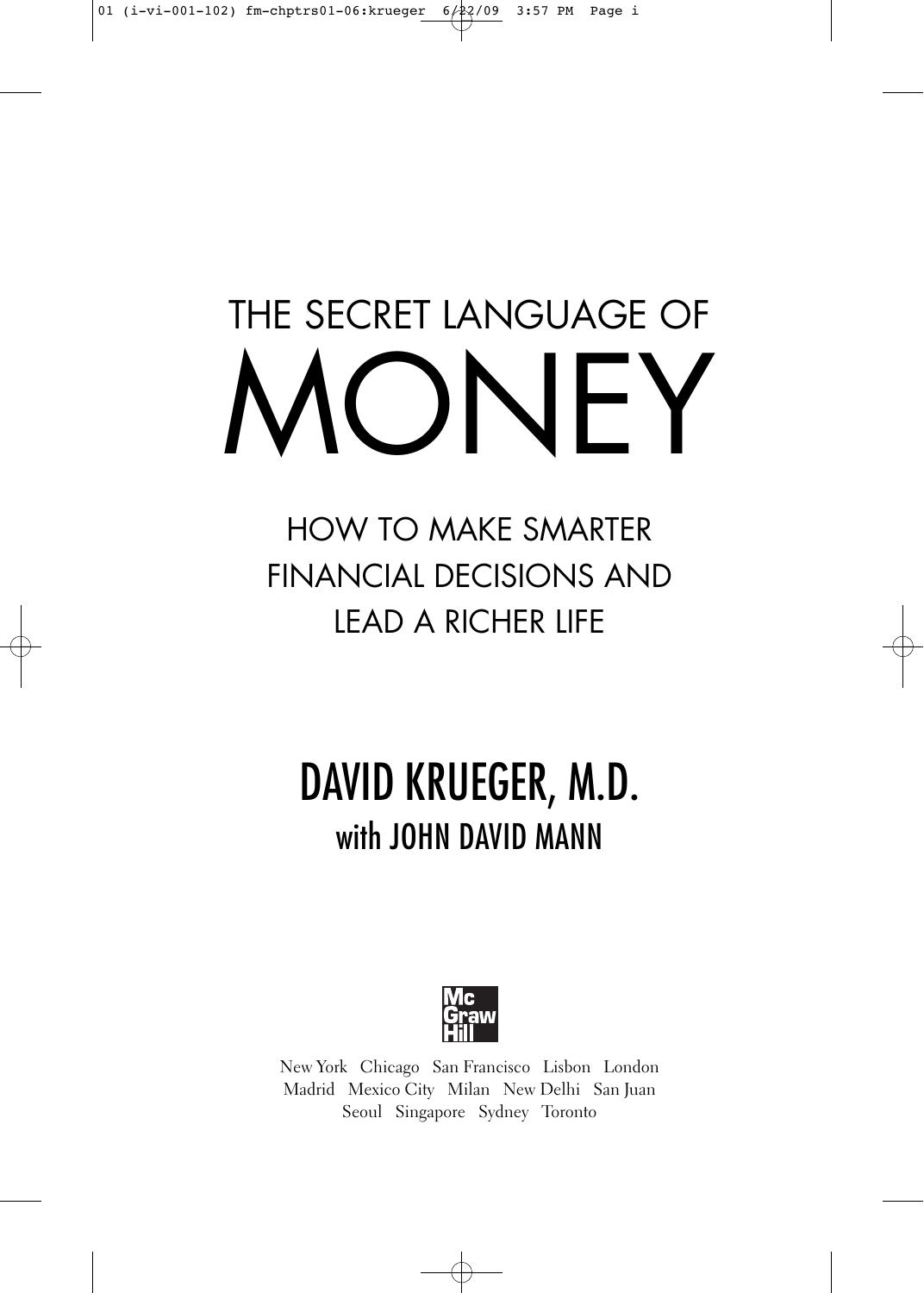# THE SECRET LANGUAGE OF MONEY

## HOW TO MAKE SMARTER FINANCIAL DECISIONS AND LEAD A RICHER LIFE

### DAVID KRUEGER, M.D.
### with JOHN DAVID MANN

McGraw Hill

New York Chicago San Francisco Lisbon London
Madrid Mexico City Milan New Delhi San Juan
Seoul Singapore Sydney Toronto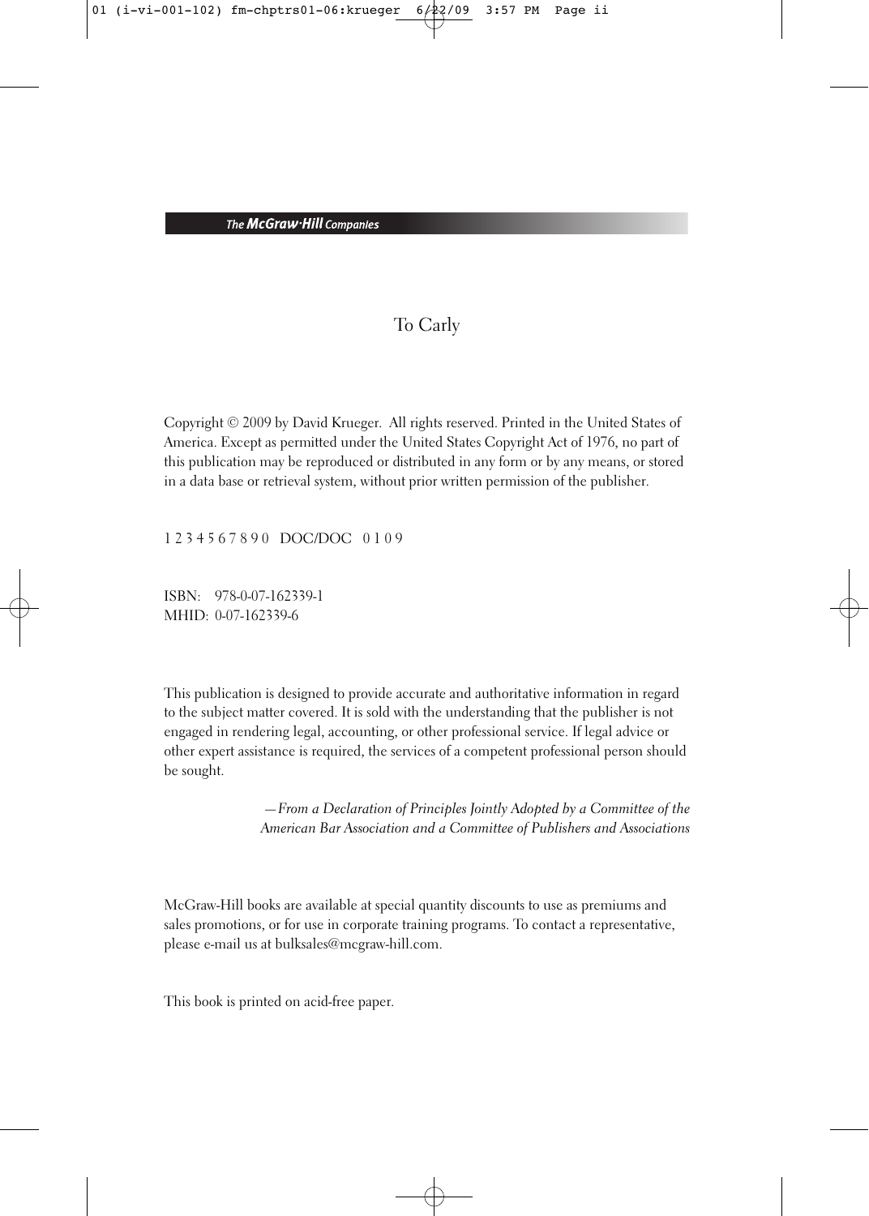The McGraw-Hill Companies

To Carly

Copyright © 2009 by David Krueger. All rights reserved. Printed in the United States of America. Except as permitted under the United States Copyright Act of 1976, no part of this publication may be reproduced or distributed in any form or by any means, or stored in a data base or retrieval system, without prior written permission of the publisher.

1 2 3 4 5 6 7 8 9 0 DOC/DOC 0 1 0 9

ISBN: 978-0-07-162339-1
MHID: 0-07-162339-6

This publication is designed to provide accurate and authoritative information in regard to the subject matter covered. It is sold with the understanding that the publisher is not engaged in rendering legal, accounting, or other professional service. If legal advice or other expert assistance is required, the services of a competent professional person should be sought.

*—From a Declaration of Principles Jointly Adopted by a Committee of the American Bar Association and a Committee of Publishers and Associations*

McGraw-Hill books are available at special quantity discounts to use as premiums and sales promotions, or for use in corporate training programs. To contact a representative, please e-mail us at bulksales@mcgraw-hill.com.

This book is printed on acid-free paper.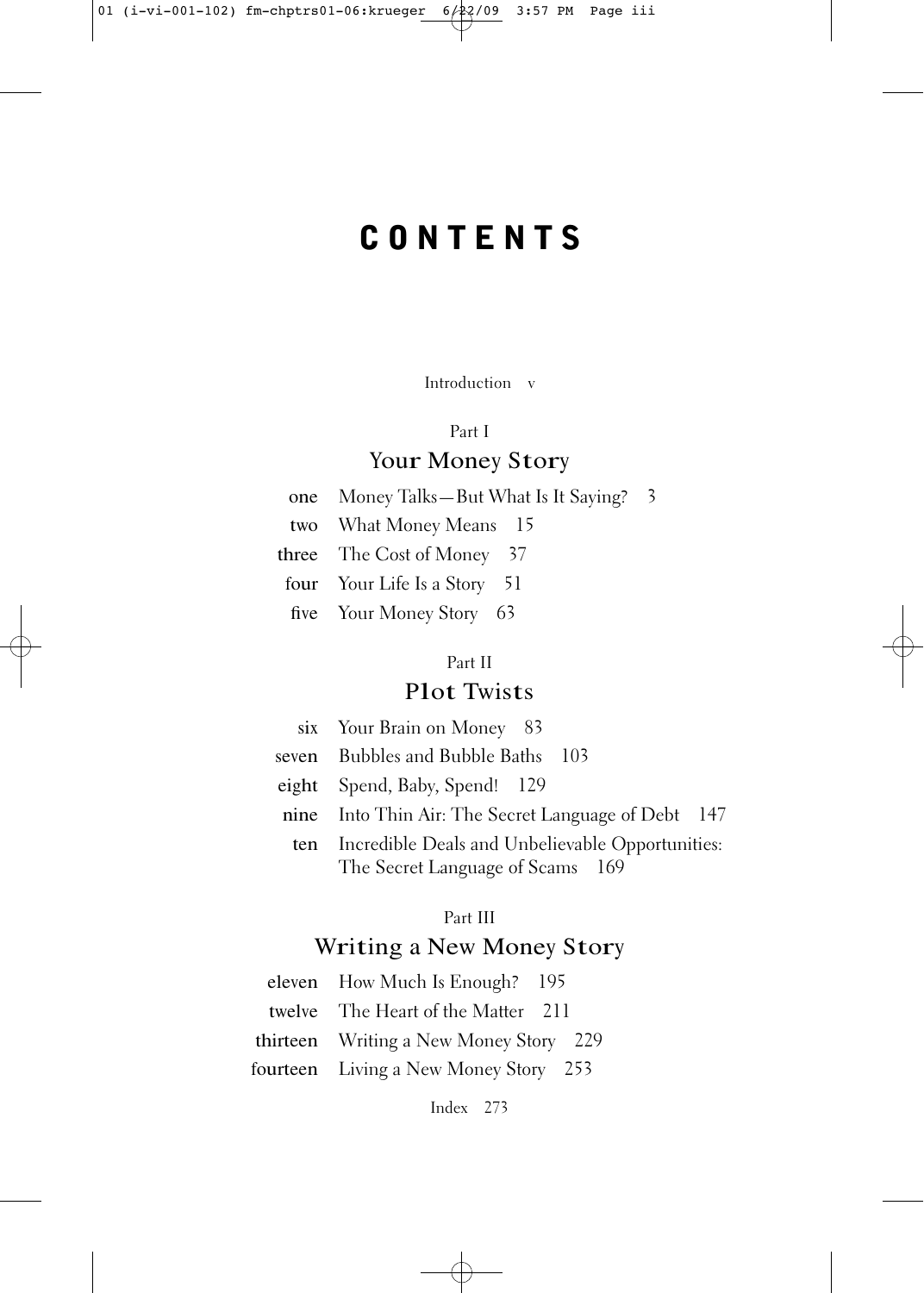# CONTENTS

Introduction v

Part I

## Your Money Story

- one Money Talks—But What Is It Saying? 3
- two What Money Means 15
- three The Cost of Money 37
- four Your Life Is a Story 51
- five Your Money Story 63

Part II

## Plot Twists

- six Your Brain on Money 83
- seven Bubbles and Bubble Baths 103
- eight Spend, Baby, Spend! 129
- nine Into Thin Air: The Secret Language of Debt 147
- ten Incredible Deals and Unbelievable Opportunities: The Secret Language of Scams 169

Part III

## Writing a New Money Story

- eleven How Much Is Enough? 195
- twelve The Heart of the Matter 211
- thirteen Writing a New Money Story 229
- fourteen Living a New Money Story 253

Index 273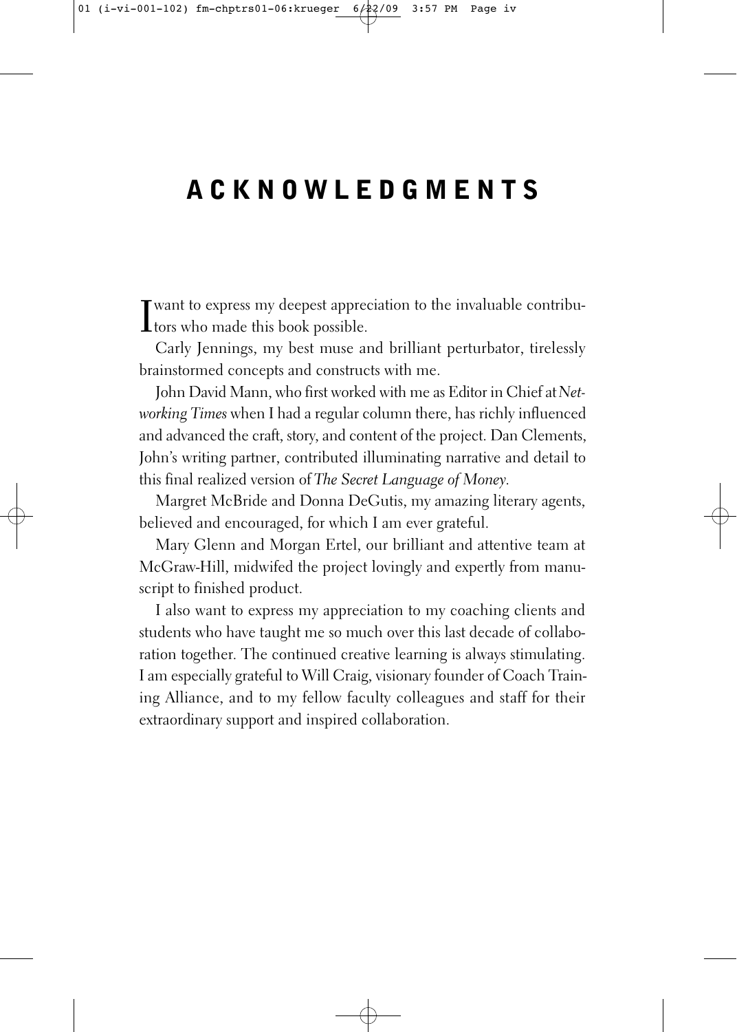# ACKNOWLEDGMENTS

I want to express my deepest appreciation to the invaluable contributors who made this book possible.

Carly Jennings, my best muse and brilliant perturbator, tirelessly brainstormed concepts and constructs with me.

John David Mann, who first worked with me as Editor in Chief at *Networking Times* when I had a regular column there, has richly influenced and advanced the craft, story, and content of the project. Dan Clements, John's writing partner, contributed illuminating narrative and detail to this final realized version of *The Secret Language of Money.*

Margret McBride and Donna DeGutis, my amazing literary agents, believed and encouraged, for which I am ever grateful.

Mary Glenn and Morgan Ertel, our brilliant and attentive team at McGraw-Hill, midwifed the project lovingly and expertly from manuscript to finished product.

I also want to express my appreciation to my coaching clients and students who have taught me so much over this last decade of collaboration together. The continued creative learning is always stimulating. I am especially grateful to Will Craig, visionary founder of Coach Training Alliance, and to my fellow faculty colleagues and staff for their extraordinary support and inspired collaboration.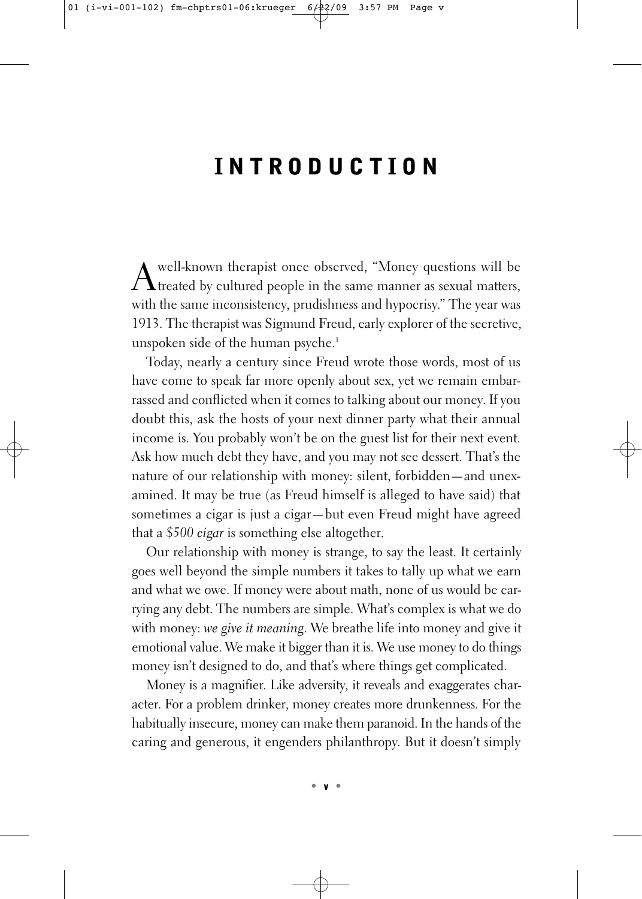# INTRODUCTION

A well-known therapist once observed, "Money questions will be treated by cultured people in the same manner as sexual matters, with the same inconsistency, prudishness and hypocrisy." The year was 1913. The therapist was Sigmund Freud, early explorer of the secretive, unspoken side of the human psyche.[1]

Today, nearly a century since Freud wrote those words, most of us have come to speak far more openly about sex, yet we remain embarrassed and conflicted when it comes to talking about our money. If you doubt this, ask the hosts of your next dinner party what their annual income is. You probably won't be on the guest list for their next event. Ask how much debt they have, and you may not see dessert. That's the nature of our relationship with money: silent, forbidden—and unexamined. It may be true (as Freud himself is alleged to have said) that sometimes a cigar is just a cigar—but even Freud might have agreed that a *$500 cigar* is something else altogether.

Our relationship with money is strange, to say the least. It certainly goes well beyond the simple numbers it takes to tally up what we earn and what we owe. If money were about math, none of us would be carrying any debt. The numbers are simple. What's complex is what we do with money: *we give it meaning*. We breathe life into money and give it emotional value. We make it bigger than it is. We use money to do things money isn't designed to do, and that's where things get complicated.

Money is a magnifier. Like adversity, it reveals and exaggerates character. For a problem drinker, money creates more drunkenness. For the habitually insecure, money can make them paranoid. In the hands of the caring and generous, it engenders philanthropy. But it doesn't simply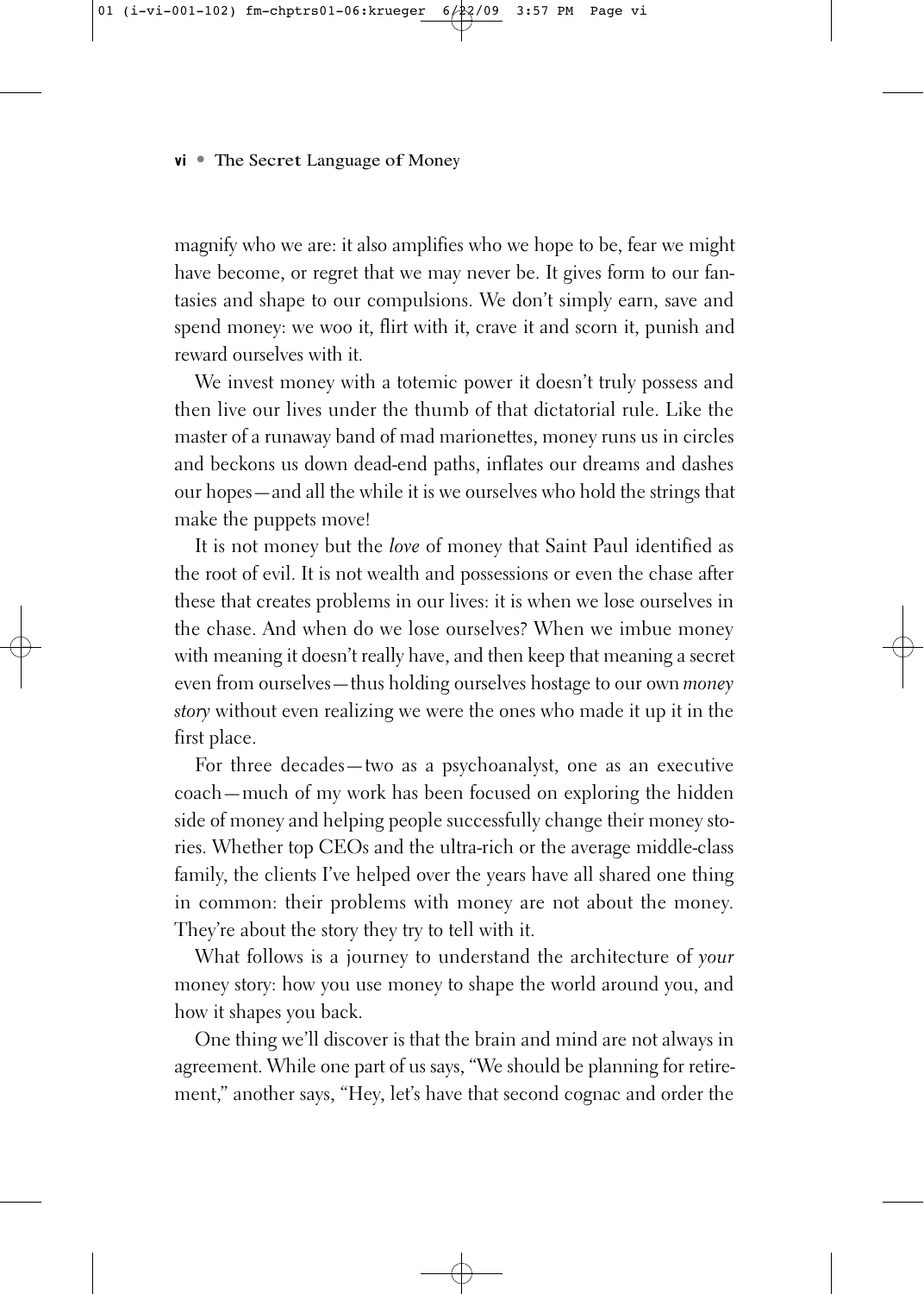magnify who we are: it also amplifies who we hope to be, fear we might have become, or regret that we may never be. It gives form to our fantasies and shape to our compulsions. We don't simply earn, save and spend money: we woo it, flirt with it, crave it and scorn it, punish and reward ourselves with it.

We invest money with a totemic power it doesn't truly possess and then live our lives under the thumb of that dictatorial rule. Like the master of a runaway band of mad marionettes, money runs us in circles and beckons us down dead-end paths, inflates our dreams and dashes our hopes—and all the while it is we ourselves who hold the strings that make the puppets move!

It is not money but the *love* of money that Saint Paul identified as the root of evil. It is not wealth and possessions or even the chase after these that creates problems in our lives: it is when we lose ourselves in the chase. And when do we lose ourselves? When we imbue money with meaning it doesn't really have, and then keep that meaning a secret even from ourselves—thus holding ourselves hostage to our own *money story* without even realizing we were the ones who made it up it in the first place.

For three decades—two as a psychoanalyst, one as an executive coach—much of my work has been focused on exploring the hidden side of money and helping people successfully change their money stories. Whether top CEOs and the ultra-rich or the average middle-class family, the clients I've helped over the years have all shared one thing in common: their problems with money are not about the money. They're about the story they try to tell with it.

What follows is a journey to understand the architecture of *your* money story: how you use money to shape the world around you, and how it shapes you back.

One thing we'll discover is that the brain and mind are not always in agreement. While one part of us says, "We should be planning for retirement," another says, "Hey, let's have that second cognac and order the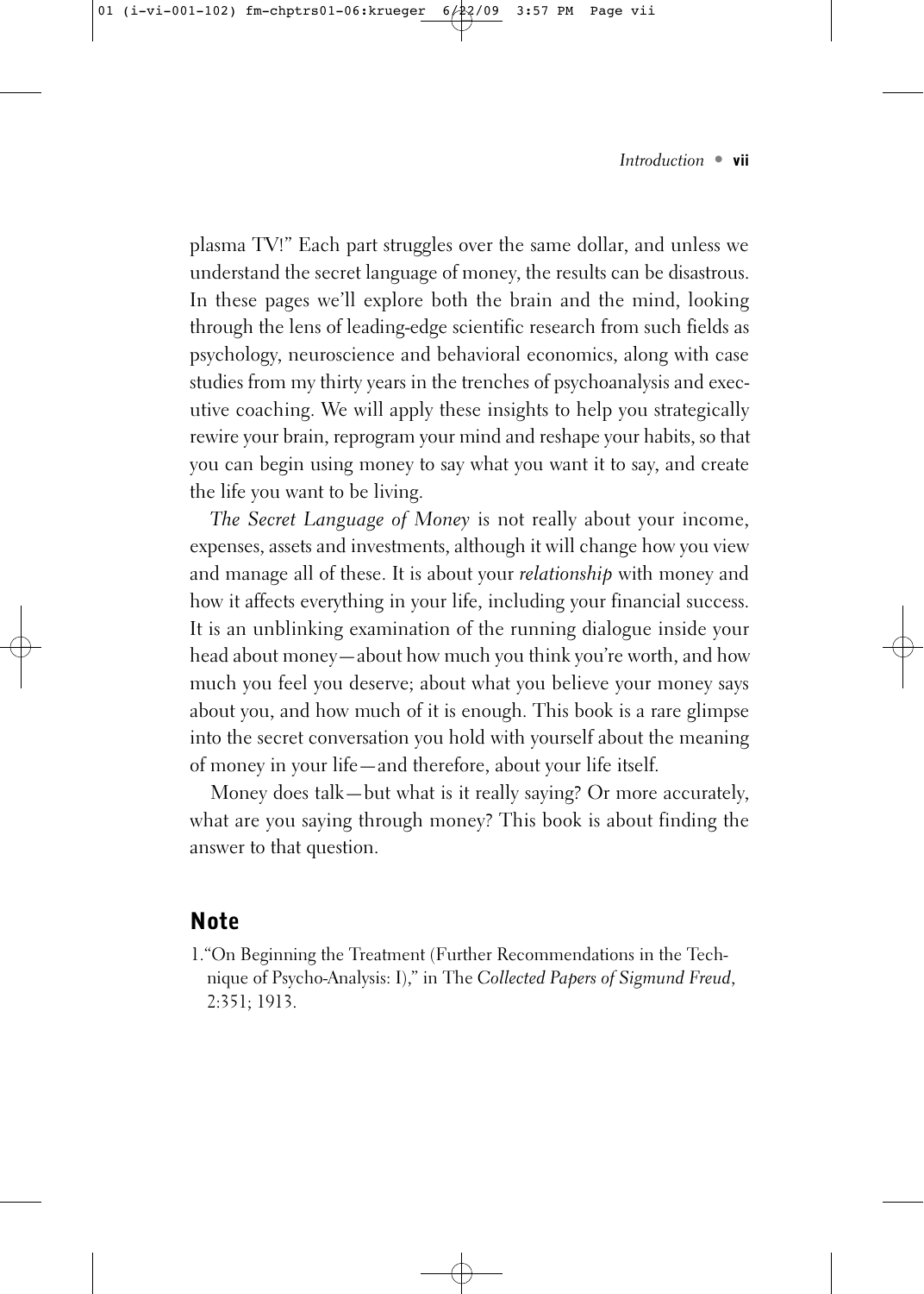plasma TV!" Each part struggles over the same dollar, and unless we understand the secret language of money, the results can be disastrous. In these pages we'll explore both the brain and the mind, looking through the lens of leading-edge scientific research from such fields as psychology, neuroscience and behavioral economics, along with case studies from my thirty years in the trenches of psychoanalysis and executive coaching. We will apply these insights to help you strategically rewire your brain, reprogram your mind and reshape your habits, so that you can begin using money to say what you want it to say, and create the life you want to be living.

*The Secret Language of Money* is not really about your income, expenses, assets and investments, although it will change how you view and manage all of these. It is about your *relationship* with money and how it affects everything in your life, including your financial success. It is an unblinking examination of the running dialogue inside your head about money—about how much you think you're worth, and how much you feel you deserve; about what you believe your money says about you, and how much of it is enough. This book is a rare glimpse into the secret conversation you hold with yourself about the meaning of money in your life—and therefore, about your life itself.

Money does talk—but what is it really saying? Or more accurately, what are you saying through money? This book is about finding the answer to that question.

## Note

1. "On Beginning the Treatment (Further Recommendations in the Technique of Psycho-Analysis: I)," in The *Collected Papers of Sigmund Freud*, 2:351; 1913.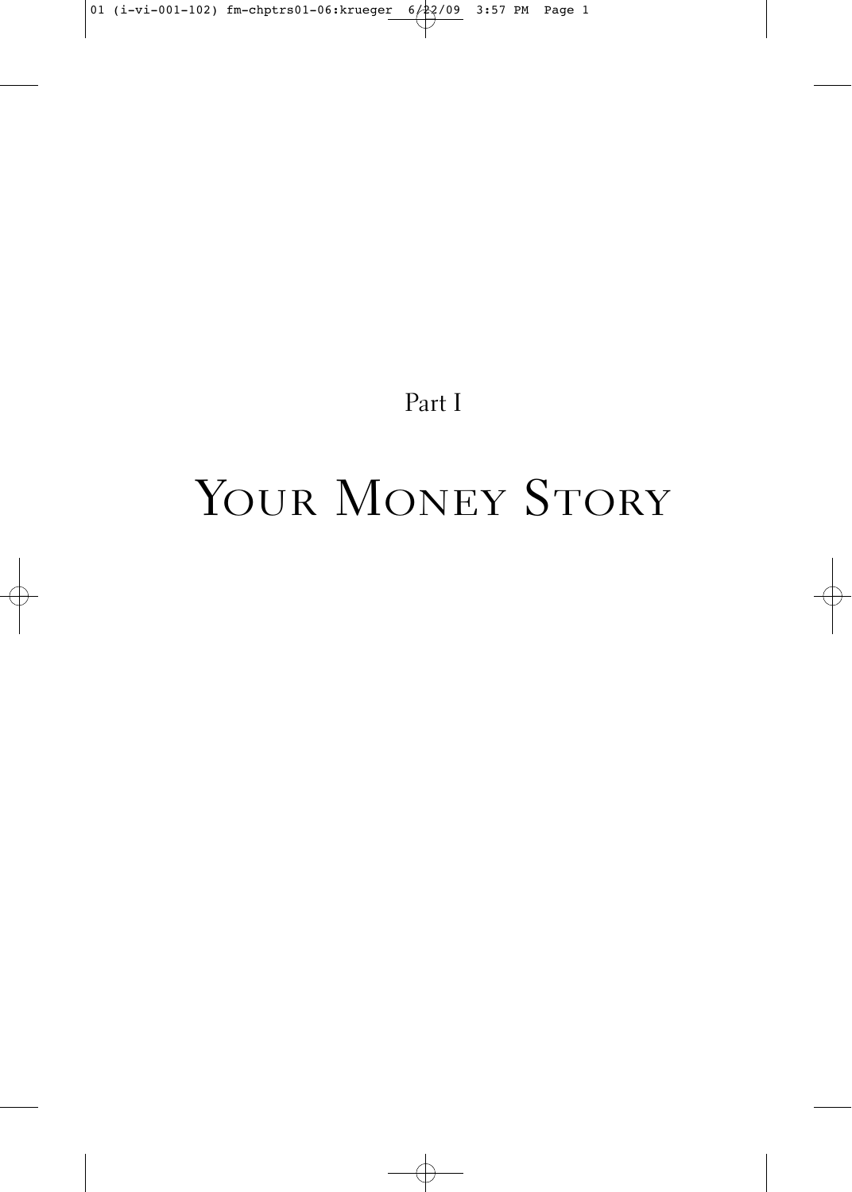# Part I

# Your Money Story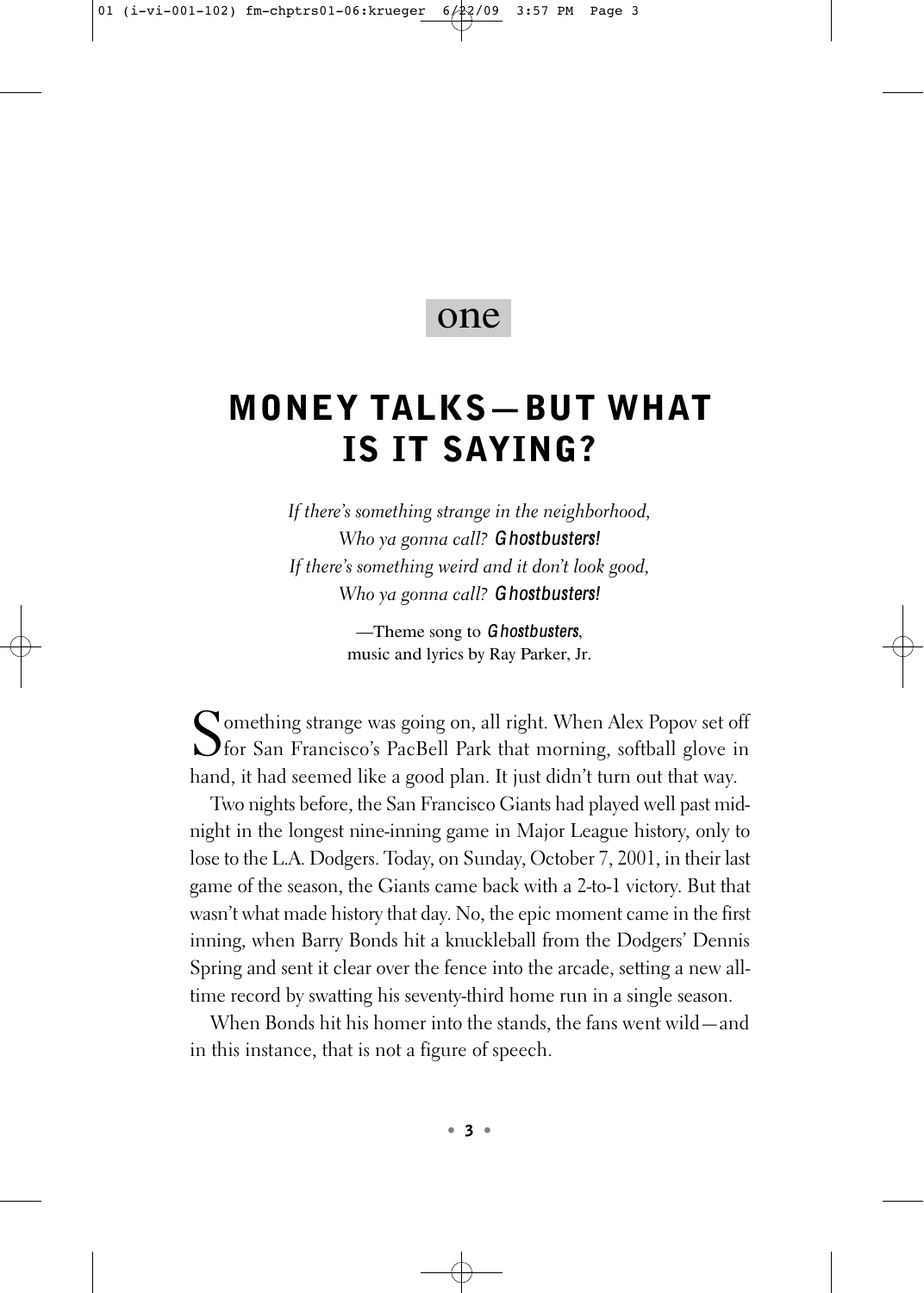# one

# MONEY TALKS—BUT WHAT IS IT SAYING?

*If there's something strange in the neighborhood,*
*Who ya gonna call? Ghostbusters!*
*If there's something weird and it don't look good,*
*Who ya gonna call? Ghostbusters!*

—Theme song to *Ghostbusters*,
music and lyrics by Ray Parker, Jr.

Something strange was going on, all right. When Alex Popov set off for San Francisco's PacBell Park that morning, softball glove in hand, it had seemed like a good plan. It just didn't turn out that way.

Two nights before, the San Francisco Giants had played well past midnight in the longest nine-inning game in Major League history, only to lose to the L.A. Dodgers. Today, on Sunday, October 7, 2001, in their last game of the season, the Giants came back with a 2-to-1 victory. But that wasn't what made history that day. No, the epic moment came in the first inning, when Barry Bonds hit a knuckleball from the Dodgers' Dennis Spring and sent it clear over the fence into the arcade, setting a new all-time record by swatting his seventy-third home run in a single season.

When Bonds hit his homer into the stands, the fans went wild—and in this instance, that is not a figure of speech.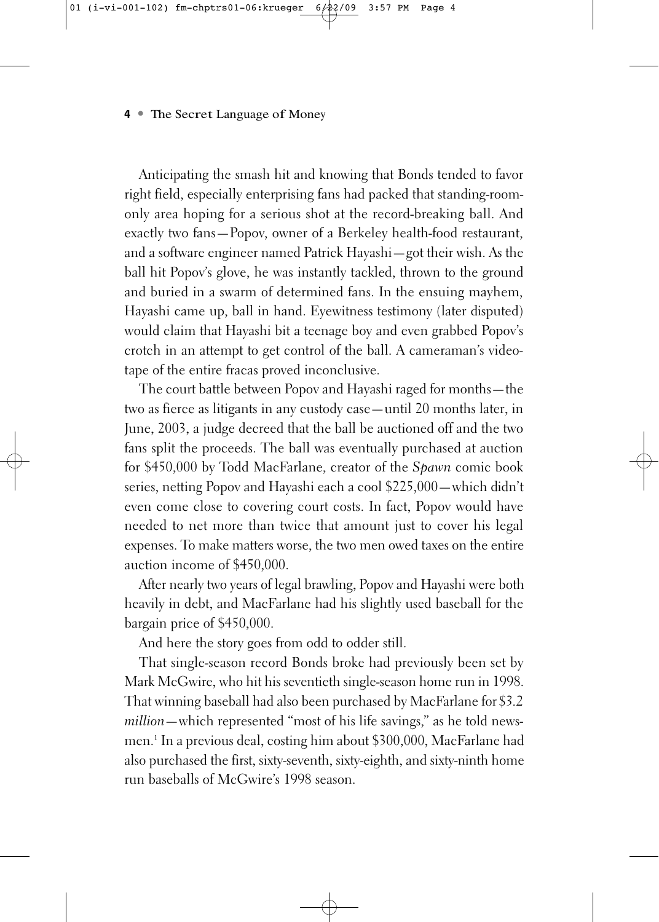Anticipating the smash hit and knowing that Bonds tended to favor right field, especially enterprising fans had packed that standing-room-only area hoping for a serious shot at the record-breaking ball. And exactly two fans—Popov, owner of a Berkeley health-food restaurant, and a software engineer named Patrick Hayashi—got their wish. As the ball hit Popov's glove, he was instantly tackled, thrown to the ground and buried in a swarm of determined fans. In the ensuing mayhem, Hayashi came up, ball in hand. Eyewitness testimony (later disputed) would claim that Hayashi bit a teenage boy and even grabbed Popov's crotch in an attempt to get control of the ball. A cameraman's videotape of the entire fracas proved inconclusive.

The court battle between Popov and Hayashi raged for months—the two as fierce as litigants in any custody case—until 20 months later, in June, 2003, a judge decreed that the ball be auctioned off and the two fans split the proceeds. The ball was eventually purchased at auction for $450,000 by Todd MacFarlane, creator of the *Spawn* comic book series, netting Popov and Hayashi each a cool $225,000—which didn't even come close to covering court costs. In fact, Popov would have needed to net more than twice that amount just to cover his legal expenses. To make matters worse, the two men owed taxes on the entire auction income of $450,000.

After nearly two years of legal brawling, Popov and Hayashi were both heavily in debt, and MacFarlane had his slightly used baseball for the bargain price of $450,000.

And here the story goes from odd to odder still.

That single-season record Bonds broke had previously been set by Mark McGwire, who hit his seventieth single-season home run in 1998. That winning baseball had also been purchased by MacFarlane for $3.2 *million*—which represented "most of his life savings," as he told newsmen.[1] In a previous deal, costing him about $300,000, MacFarlane had also purchased the first, sixty-seventh, sixty-eighth, and sixty-ninth home run baseballs of McGwire's 1998 season.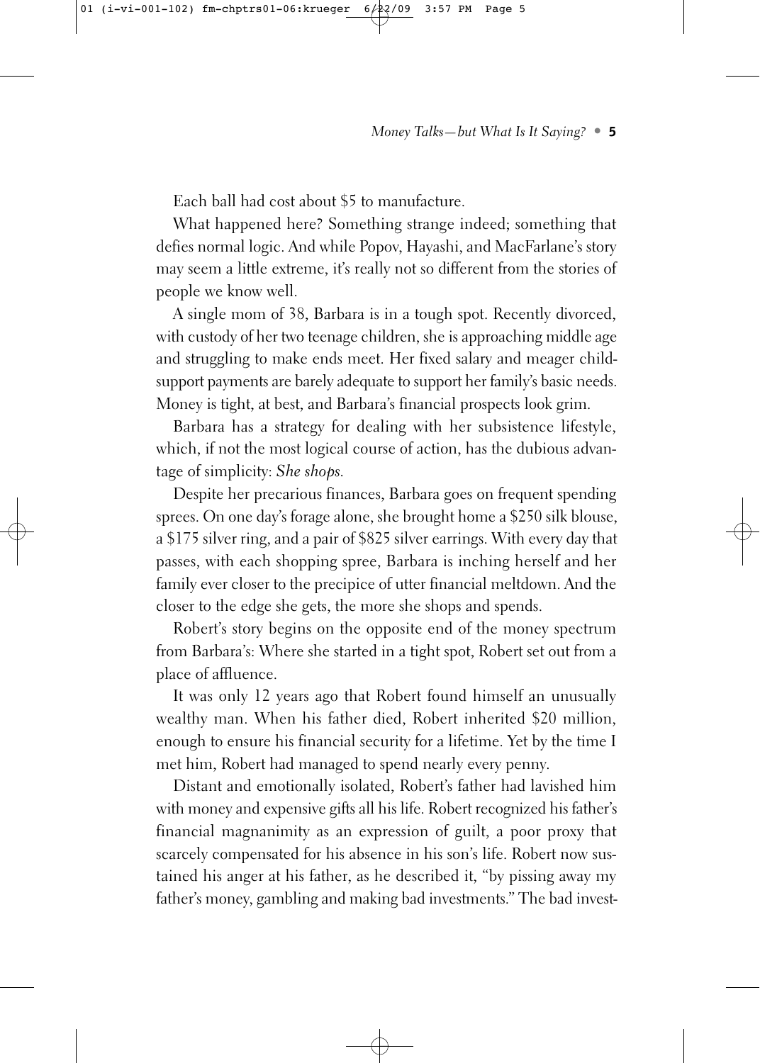Each ball had cost about $5 to manufacture.

What happened here? Something strange indeed; something that defies normal logic. And while Popov, Hayashi, and MacFarlane's story may seem a little extreme, it's really not so different from the stories of people we know well.

A single mom of 38, Barbara is in a tough spot. Recently divorced, with custody of her two teenage children, she is approaching middle age and struggling to make ends meet. Her fixed salary and meager child-support payments are barely adequate to support her family's basic needs. Money is tight, at best, and Barbara's financial prospects look grim.

Barbara has a strategy for dealing with her subsistence lifestyle, which, if not the most logical course of action, has the dubious advantage of simplicity: *She shops.*

Despite her precarious finances, Barbara goes on frequent spending sprees. On one day's forage alone, she brought home a $250 silk blouse, a $175 silver ring, and a pair of $825 silver earrings. With every day that passes, with each shopping spree, Barbara is inching herself and her family ever closer to the precipice of utter financial meltdown. And the closer to the edge she gets, the more she shops and spends.

Robert's story begins on the opposite end of the money spectrum from Barbara's: Where she started in a tight spot, Robert set out from a place of affluence.

It was only 12 years ago that Robert found himself an unusually wealthy man. When his father died, Robert inherited $20 million, enough to ensure his financial security for a lifetime. Yet by the time I met him, Robert had managed to spend nearly every penny.

Distant and emotionally isolated, Robert's father had lavished him with money and expensive gifts all his life. Robert recognized his father's financial magnanimity as an expression of guilt, a poor proxy that scarcely compensated for his absence in his son's life. Robert now sustained his anger at his father, as he described it, "by pissing away my father's money, gambling and making bad investments." The bad invest-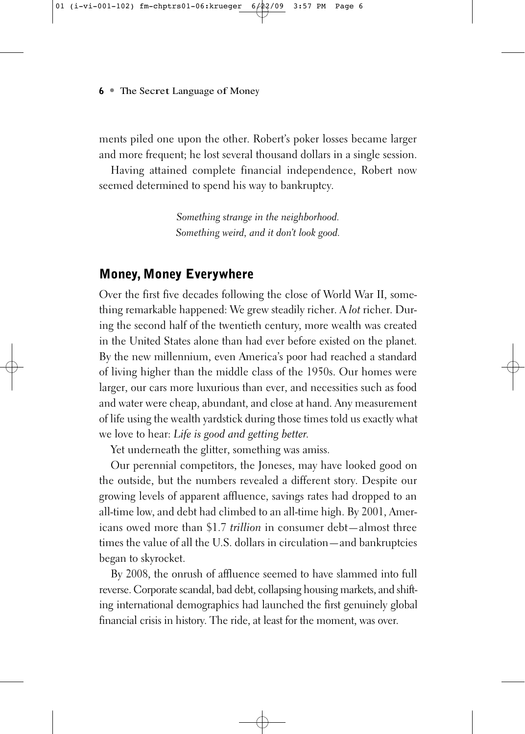ments piled one upon the other. Robert's poker losses became larger and more frequent; he lost several thousand dollars in a single session.

Having attained complete financial independence, Robert now seemed determined to spend his way to bankruptcy.

*Something strange in the neighborhood.*
*Something weird, and it don't look good.*

## Money, Money Everywhere

Over the first five decades following the close of World War II, something remarkable happened: We grew steadily richer. A *lot* richer. During the second half of the twentieth century, more wealth was created in the United States alone than had ever before existed on the planet. By the new millennium, even America's poor had reached a standard of living higher than the middle class of the 1950s. Our homes were larger, our cars more luxurious than ever, and necessities such as food and water were cheap, abundant, and close at hand. Any measurement of life using the wealth yardstick during those times told us exactly what we love to hear: *Life is good and getting better.*

Yet underneath the glitter, something was amiss.

Our perennial competitors, the Joneses, may have looked good on the outside, but the numbers revealed a different story. Despite our growing levels of apparent affluence, savings rates had dropped to an all-time low, and debt had climbed to an all-time high. By 2001, Americans owed more than $1.7 *trillion* in consumer debt—almost three times the value of all the U.S. dollars in circulation—and bankruptcies began to skyrocket.

By 2008, the onrush of affluence seemed to have slammed into full reverse. Corporate scandal, bad debt, collapsing housing markets, and shifting international demographics had launched the first genuinely global financial crisis in history. The ride, at least for the moment, was over.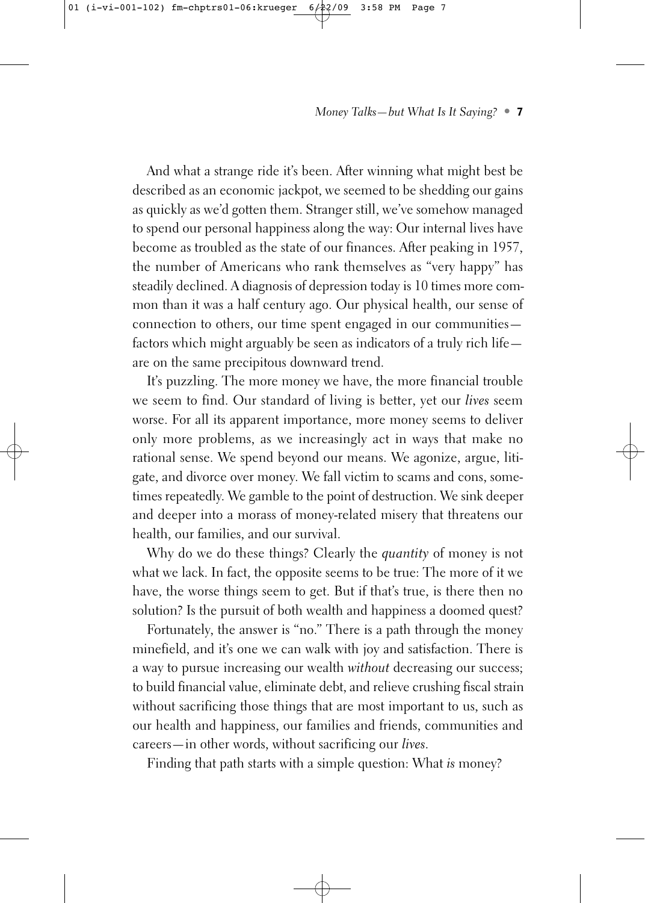And what a strange ride it's been. After winning what might best be described as an economic jackpot, we seemed to be shedding our gains as quickly as we'd gotten them. Stranger still, we've somehow managed to spend our personal happiness along the way: Our internal lives have become as troubled as the state of our finances. After peaking in 1957, the number of Americans who rank themselves as "very happy" has steadily declined. A diagnosis of depression today is 10 times more common than it was a half century ago. Our physical health, our sense of connection to others, our time spent engaged in our communities—factors which might arguably be seen as indicators of a truly rich life—are on the same precipitous downward trend.

It's puzzling. The more money we have, the more financial trouble we seem to find. Our standard of living is better, yet our *lives* seem worse. For all its apparent importance, more money seems to deliver only more problems, as we increasingly act in ways that make no rational sense. We spend beyond our means. We agonize, argue, litigate, and divorce over money. We fall victim to scams and cons, sometimes repeatedly. We gamble to the point of destruction. We sink deeper and deeper into a morass of money-related misery that threatens our health, our families, and our survival.

Why do we do these things? Clearly the *quantity* of money is not what we lack. In fact, the opposite seems to be true: The more of it we have, the worse things seem to get. But if that's true, is there then no solution? Is the pursuit of both wealth and happiness a doomed quest?

Fortunately, the answer is "no." There is a path through the money minefield, and it's one we can walk with joy and satisfaction. There is a way to pursue increasing our wealth *without* decreasing our success; to build financial value, eliminate debt, and relieve crushing fiscal strain without sacrificing those things that are most important to us, such as our health and happiness, our families and friends, communities and careers—in other words, without sacrificing our *lives*.

Finding that path starts with a simple question: What *is* money?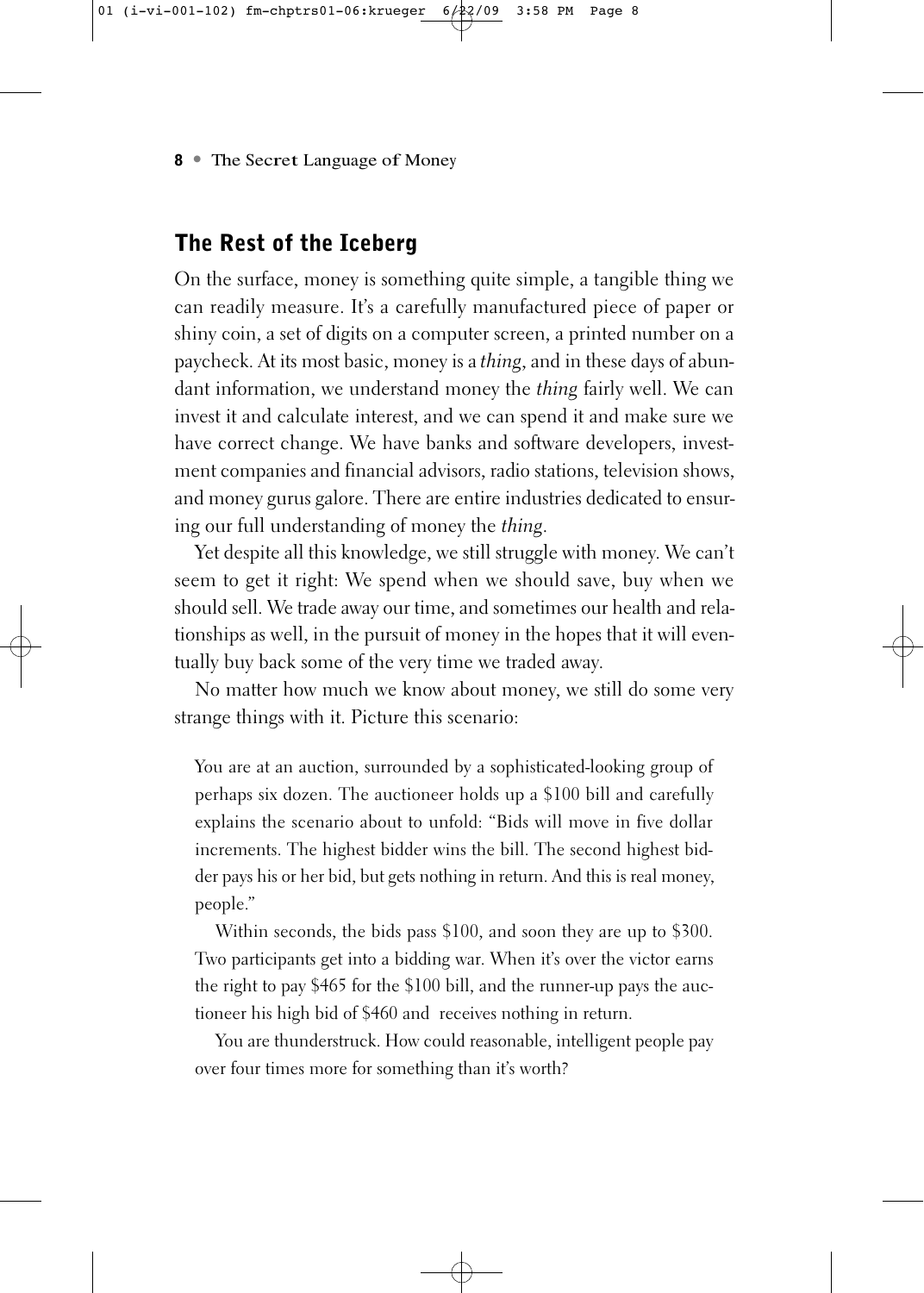## The Rest of the Iceberg

On the surface, money is something quite simple, a tangible thing we can readily measure. It's a carefully manufactured piece of paper or shiny coin, a set of digits on a computer screen, a printed number on a paycheck. At its most basic, money is a *thing*, and in these days of abundant information, we understand money the *thing* fairly well. We can invest it and calculate interest, and we can spend it and make sure we have correct change. We have banks and software developers, investment companies and financial advisors, radio stations, television shows, and money gurus galore. There are entire industries dedicated to ensuring our full understanding of money the *thing*.

Yet despite all this knowledge, we still struggle with money. We can't seem to get it right: We spend when we should save, buy when we should sell. We trade away our time, and sometimes our health and relationships as well, in the pursuit of money in the hopes that it will eventually buy back some of the very time we traded away.

No matter how much we know about money, we still do some very strange things with it. Picture this scenario:

> You are at an auction, surrounded by a sophisticated-looking group of perhaps six dozen. The auctioneer holds up a $100 bill and carefully explains the scenario about to unfold: "Bids will move in five dollar increments. The highest bidder wins the bill. The second highest bidder pays his or her bid, but gets nothing in return. And this is real money, people."
>
> Within seconds, the bids pass $100, and soon they are up to $300. Two participants get into a bidding war. When it's over the victor earns the right to pay $465 for the $100 bill, and the runner-up pays the auctioneer his high bid of $460 and receives nothing in return.
>
> You are thunderstruck. How could reasonable, intelligent people pay over four times more for something than it's worth?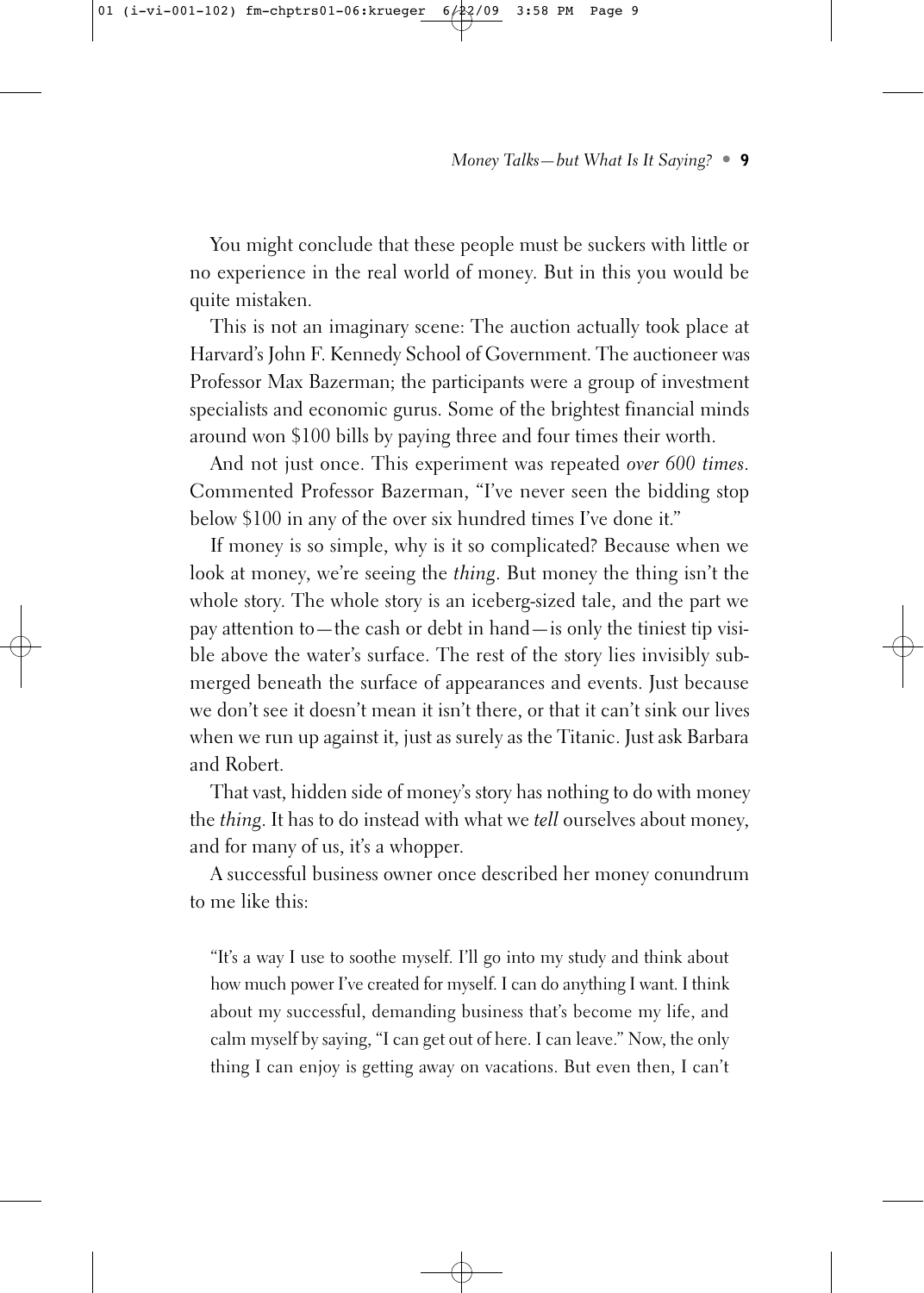You might conclude that these people must be suckers with little or no experience in the real world of money. But in this you would be quite mistaken.

This is not an imaginary scene: The auction actually took place at Harvard's John F. Kennedy School of Government. The auctioneer was Professor Max Bazerman; the participants were a group of investment specialists and economic gurus. Some of the brightest financial minds around won $100 bills by paying three and four times their worth.

And not just once. This experiment was repeated *over 600 times*. Commented Professor Bazerman, "I've never seen the bidding stop below $100 in any of the over six hundred times I've done it."

If money is so simple, why is it so complicated? Because when we look at money, we're seeing the *thing*. But money the thing isn't the whole story. The whole story is an iceberg-sized tale, and the part we pay attention to—the cash or debt in hand—is only the tiniest tip visible above the water's surface. The rest of the story lies invisibly submerged beneath the surface of appearances and events. Just because we don't see it doesn't mean it isn't there, or that it can't sink our lives when we run up against it, just as surely as the Titanic. Just ask Barbara and Robert.

That vast, hidden side of money's story has nothing to do with money the *thing*. It has to do instead with what we *tell* ourselves about money, and for many of us, it's a whopper.

A successful business owner once described her money conundrum to me like this:

> "It's a way I use to soothe myself. I'll go into my study and think about how much power I've created for myself. I can do anything I want. I think about my successful, demanding business that's become my life, and calm myself by saying, "I can get out of here. I can leave." Now, the only thing I can enjoy is getting away on vacations. But even then, I can't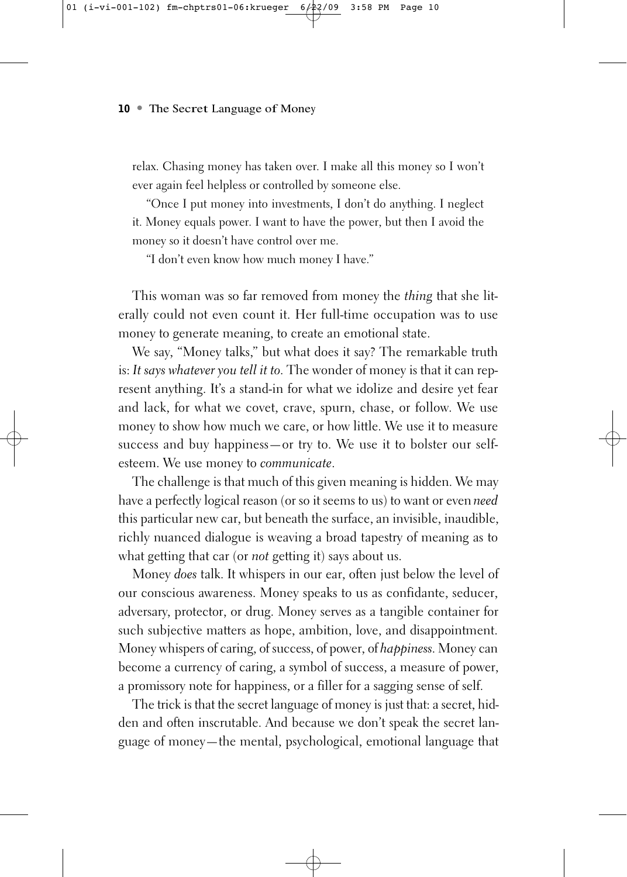relax. Chasing money has taken over. I make all this money so I won't ever again feel helpless or controlled by someone else.

"Once I put money into investments, I don't do anything. I neglect it. Money equals power. I want to have the power, but then I avoid the money so it doesn't have control over me.

"I don't even know how much money I have."

This woman was so far removed from money the *thing* that she literally could not even count it. Her full-time occupation was to use money to generate meaning, to create an emotional state.

We say, "Money talks," but what does it say? The remarkable truth is: *It says whatever you tell it to.* The wonder of money is that it can represent anything. It's a stand-in for what we idolize and desire yet fear and lack, for what we covet, crave, spurn, chase, or follow. We use money to show how much we care, or how little. We use it to measure success and buy happiness—or try to. We use it to bolster our self-esteem. We use money to *communicate*.

The challenge is that much of this given meaning is hidden. We may have a perfectly logical reason (or so it seems to us) to want or even *need* this particular new car, but beneath the surface, an invisible, inaudible, richly nuanced dialogue is weaving a broad tapestry of meaning as to what getting that car (or *not* getting it) says about us.

Money *does* talk. It whispers in our ear, often just below the level of our conscious awareness. Money speaks to us as confidante, seducer, adversary, protector, or drug. Money serves as a tangible container for such subjective matters as hope, ambition, love, and disappointment. Money whispers of caring, of success, of power, of *happiness*. Money can become a currency of caring, a symbol of success, a measure of power, a promissory note for happiness, or a filler for a sagging sense of self.

The trick is that the secret language of money is just that: a secret, hidden and often inscrutable. And because we don't speak the secret language of money—the mental, psychological, emotional language that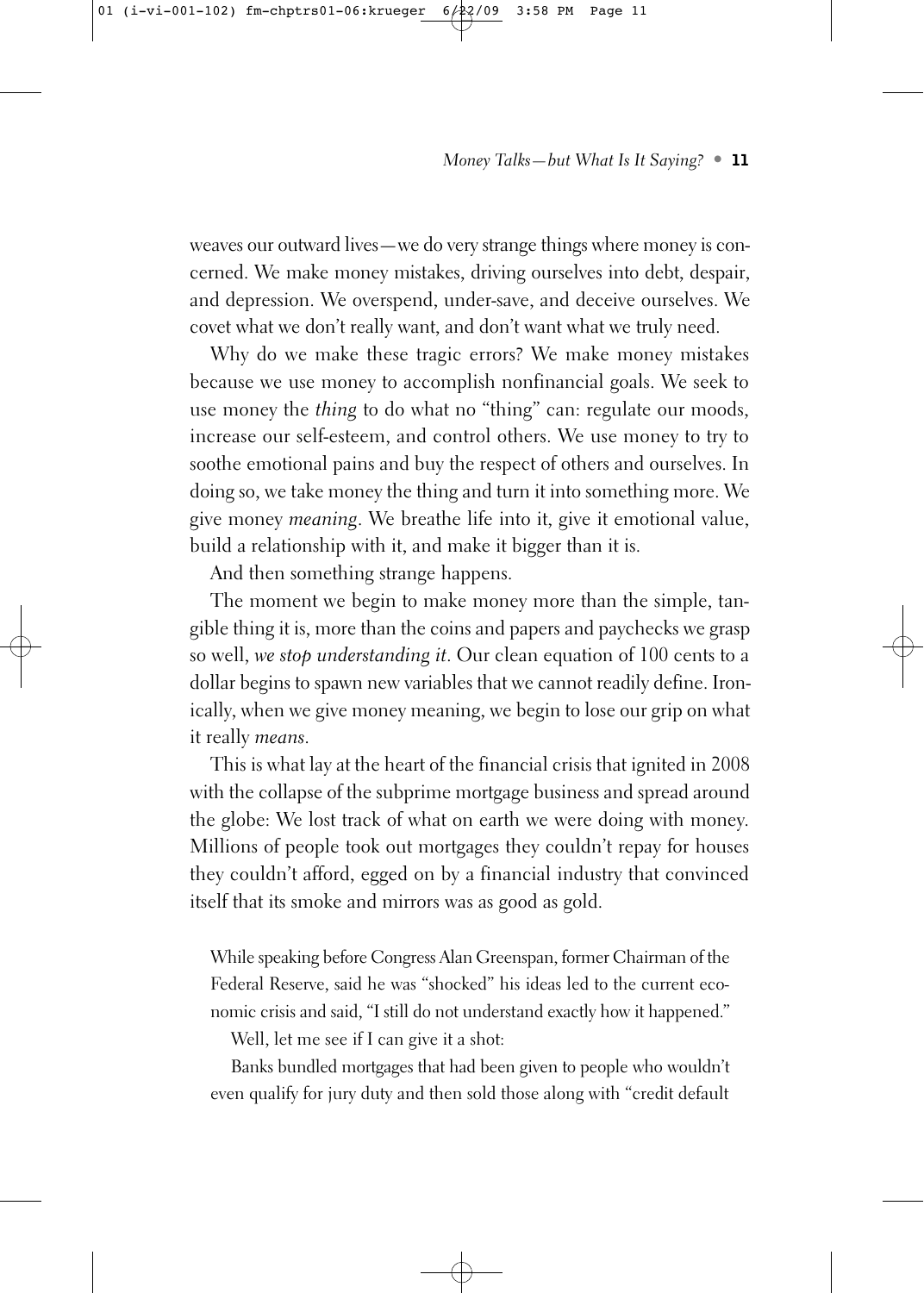weaves our outward lives—we do very strange things where money is concerned. We make money mistakes, driving ourselves into debt, despair, and depression. We overspend, under-save, and deceive ourselves. We covet what we don't really want, and don't want what we truly need.

Why do we make these tragic errors? We make money mistakes because we use money to accomplish nonfinancial goals. We seek to use money the *thing* to do what no "thing" can: regulate our moods, increase our self-esteem, and control others. We use money to try to soothe emotional pains and buy the respect of others and ourselves. In doing so, we take money the thing and turn it into something more. We give money *meaning*. We breathe life into it, give it emotional value, build a relationship with it, and make it bigger than it is.

And then something strange happens.

The moment we begin to make money more than the simple, tangible thing it is, more than the coins and papers and paychecks we grasp so well, *we stop understanding it*. Our clean equation of 100 cents to a dollar begins to spawn new variables that we cannot readily define. Ironically, when we give money meaning, we begin to lose our grip on what it really *means*.

This is what lay at the heart of the financial crisis that ignited in 2008 with the collapse of the subprime mortgage business and spread around the globe: We lost track of what on earth we were doing with money. Millions of people took out mortgages they couldn't repay for houses they couldn't afford, egged on by a financial industry that convinced itself that its smoke and mirrors was as good as gold.

> While speaking before Congress Alan Greenspan, former Chairman of the Federal Reserve, said he was "shocked" his ideas led to the current economic crisis and said, "I still do not understand exactly how it happened."
>
> Well, let me see if I can give it a shot:
>
> Banks bundled mortgages that had been given to people who wouldn't even qualify for jury duty and then sold those along with "credit default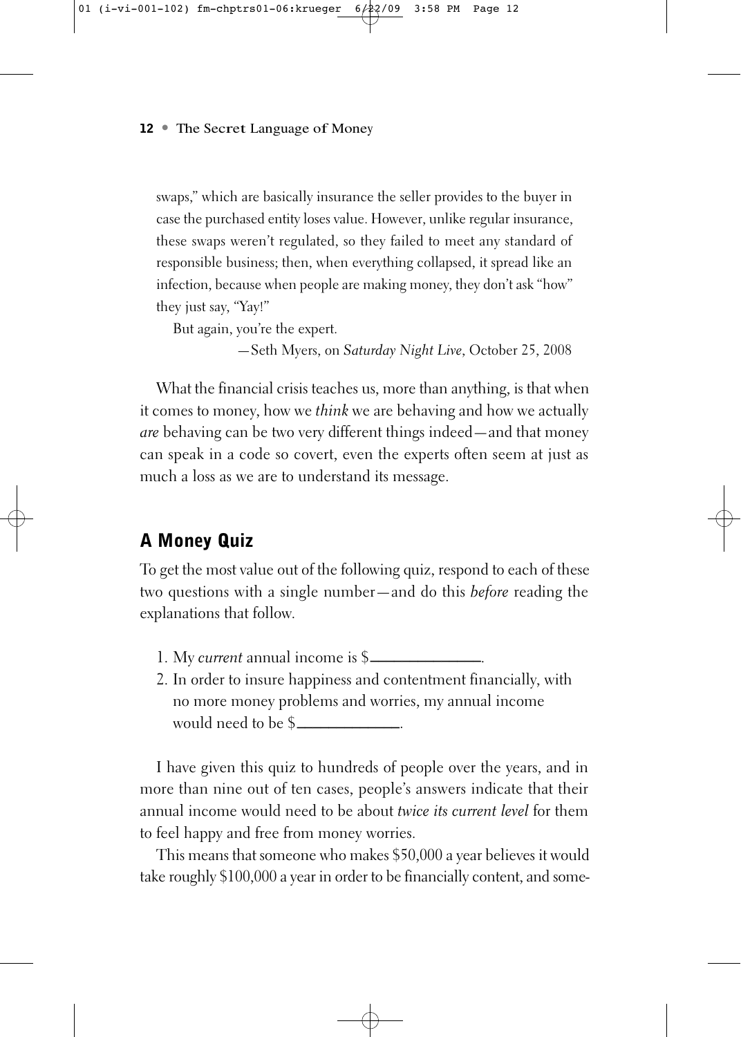swaps," which are basically insurance the seller provides to the buyer in case the purchased entity loses value. However, unlike regular insurance, these swaps weren't regulated, so they failed to meet any standard of responsible business; then, when everything collapsed, it spread like an infection, because when people are making money, they don't ask "how" they just say, "Yay!"

But again, you're the expert.

—Seth Myers, on *Saturday Night Live*, October 25, 2008

What the financial crisis teaches us, more than anything, is that when it comes to money, how we *think* we are behaving and how we actually *are* behaving can be two very different things indeed—and that money can speak in a code so covert, even the experts often seem at just as much a loss as we are to understand its message.

## A Money Quiz

To get the most value out of the following quiz, respond to each of these two questions with a single number—and do this *before* reading the explanations that follow.

1. My *current* annual income is $______________.
2. In order to insure happiness and contentment financially, with no more money problems and worries, my annual income would need to be $_____________.

I have given this quiz to hundreds of people over the years, and in more than nine out of ten cases, people's answers indicate that their annual income would need to be about *twice its current level* for them to feel happy and free from money worries.

This means that someone who makes $50,000 a year believes it would take roughly $100,000 a year in order to be financially content, and some-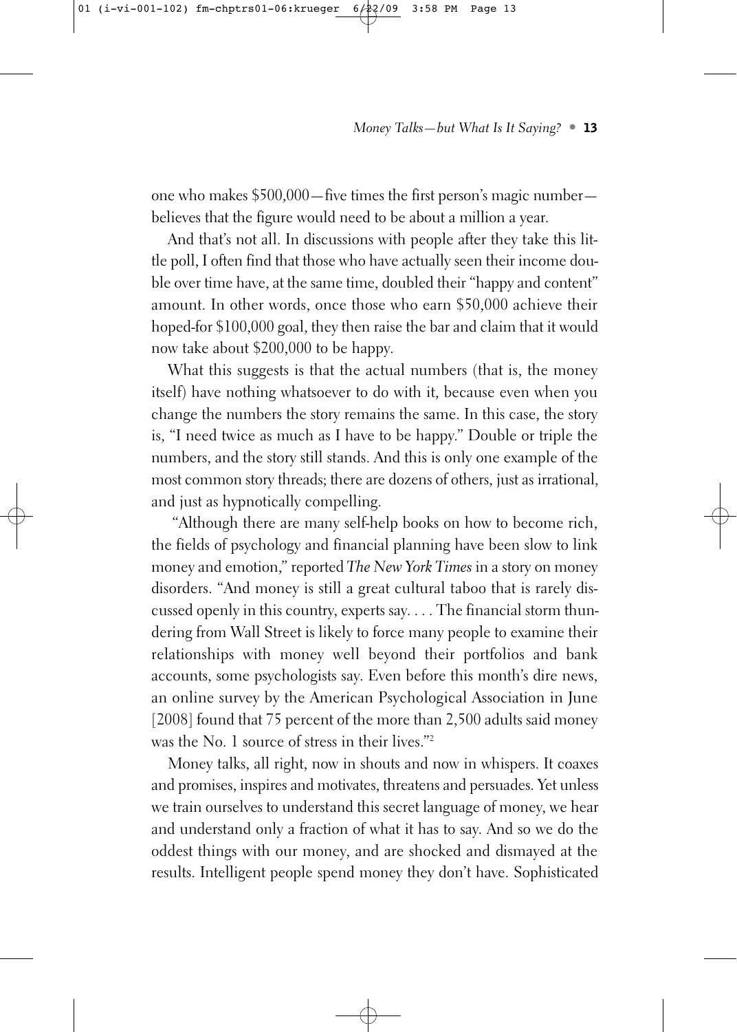one who makes $500,000—five times the first person's magic number—believes that the figure would need to be about a million a year.

And that's not all. In discussions with people after they take this little poll, I often find that those who have actually seen their income double over time have, at the same time, doubled their "happy and content" amount. In other words, once those who earn $50,000 achieve their hoped-for $100,000 goal, they then raise the bar and claim that it would now take about $200,000 to be happy.

What this suggests is that the actual numbers (that is, the money itself) have nothing whatsoever to do with it, because even when you change the numbers the story remains the same. In this case, the story is, "I need twice as much as I have to be happy." Double or triple the numbers, and the story still stands. And this is only one example of the most common story threads; there are dozens of others, just as irrational, and just as hypnotically compelling.

"Although there are many self-help books on how to become rich, the fields of psychology and financial planning have been slow to link money and emotion," reported *The New York Times* in a story on money disorders. "And money is still a great cultural taboo that is rarely discussed openly in this country, experts say. . . . The financial storm thundering from Wall Street is likely to force many people to examine their relationships with money well beyond their portfolios and bank accounts, some psychologists say. Even before this month's dire news, an online survey by the American Psychological Association in June [2008] found that 75 percent of the more than 2,500 adults said money was the No. 1 source of stress in their lives."[2]

Money talks, all right, now in shouts and now in whispers. It coaxes and promises, inspires and motivates, threatens and persuades. Yet unless we train ourselves to understand this secret language of money, we hear and understand only a fraction of what it has to say. And so we do the oddest things with our money, and are shocked and dismayed at the results. Intelligent people spend money they don't have. Sophisticated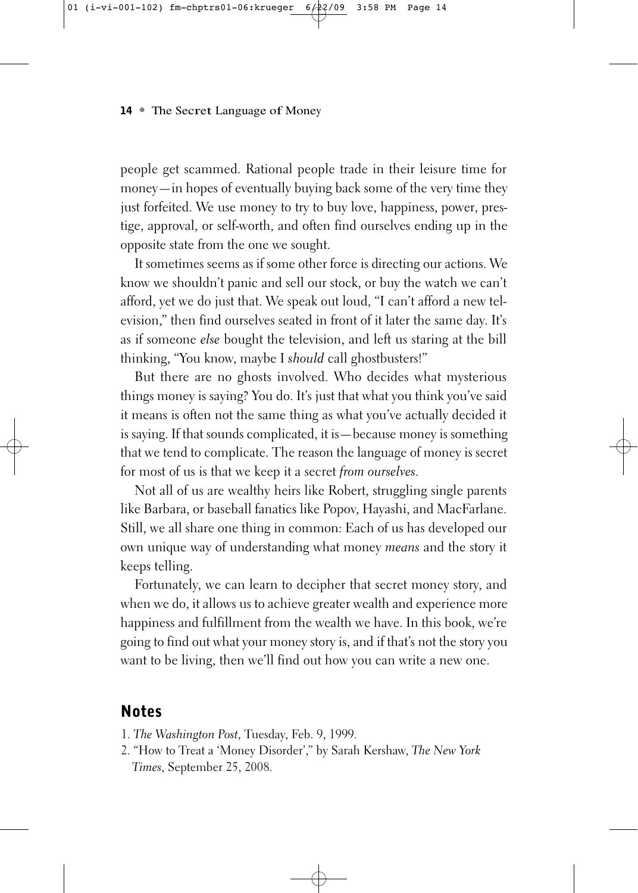people get scammed. Rational people trade in their leisure time for money—in hopes of eventually buying back some of the very time they just forfeited. We use money to try to buy love, happiness, power, prestige, approval, or self-worth, and often find ourselves ending up in the opposite state from the one we sought.

It sometimes seems as if some other force is directing our actions. We know we shouldn't panic and sell our stock, or buy the watch we can't afford, yet we do just that. We speak out loud, "I can't afford a new television," then find ourselves seated in front of it later the same day. It's as if someone *else* bought the television, and left us staring at the bill thinking, "You know, maybe I *should* call ghostbusters!"

But there are no ghosts involved. Who decides what mysterious things money is saying? You do. It's just that what you think you've said it means is often not the same thing as what you've actually decided it is saying. If that sounds complicated, it is—because money is something that we tend to complicate. The reason the language of money is secret for most of us is that we keep it a secret *from ourselves*.

Not all of us are wealthy heirs like Robert, struggling single parents like Barbara, or baseball fanatics like Popov, Hayashi, and MacFarlane. Still, we all share one thing in common: Each of us has developed our own unique way of understanding what money *means* and the story it keeps telling.

Fortunately, we can learn to decipher that secret money story, and when we do, it allows us to achieve greater wealth and experience more happiness and fulfillment from the wealth we have. In this book, we're going to find out what your money story is, and if that's not the story you want to be living, then we'll find out how you can write a new one.

## Notes

1. *The Washington Post*, Tuesday, Feb. 9, 1999.
2. "How to Treat a 'Money Disorder'," by Sarah Kershaw, *The New York Times*, September 25, 2008.